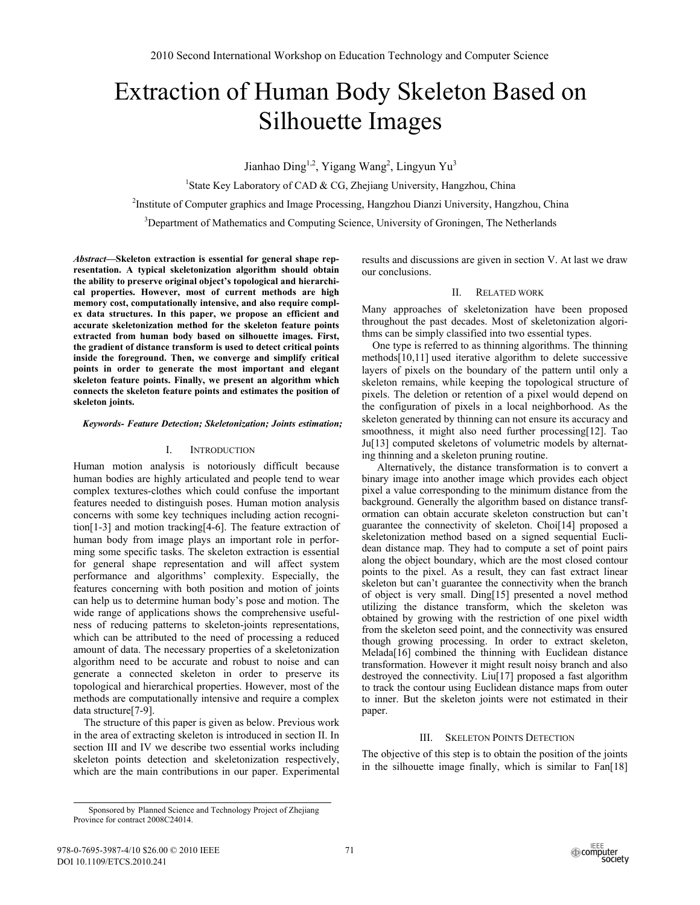# Extraction of Human Body Skeleton Based on Silhouette Images

Jianhao Ding[1,2], Yigang Wang[2], Lingyun Yu[3]

[1]State Key Laboratory of CAD & CG, Zhejiang University, Hangzhou, China

[2]Institute of Computer graphics and Image Processing, Hangzhou Dianzi University, Hangzhou, China

[3]Department of Mathematics and Computing Science, University of Groningen, The Netherlands

***Abstract*—Skeleton extraction is essential for general shape representation. A typical skeletonization algorithm should obtain the ability to preserve original object's topological and hierarchical properties. However, most of current methods are high memory cost, computationally intensive, and also require complex data structures. In this paper, we propose an efficient and accurate skeletonization method for the skeleton feature points extracted from human body based on silhouette images. First, the gradient of distance transform is used to detect critical points inside the foreground. Then, we converge and simplify critical points in order to generate the most important and elegant skeleton feature points. Finally, we present an algorithm which connects the skeleton feature points and estimates the position of skeleton joints.**

***Keywords- Feature Detection; Skeletonization; Joints estimation;***

## I. Introduction

Human motion analysis is notoriously difficult because human bodies are highly articulated and people tend to wear complex textures-clothes which could confuse the important features needed to distinguish poses. Human motion analysis concerns with some key techniques including action recognition[1-3] and motion tracking[4-6]. The feature extraction of human body from image plays an important role in performing some specific tasks. The skeleton extraction is essential for general shape representation and will affect system performance and algorithms' complexity. Especially, the features concerning with both position and motion of joints can help us to determine human body's pose and motion. The wide range of applications shows the comprehensive usefulness of reducing patterns to skeleton-joints representations, which can be attributed to the need of processing a reduced amount of data. The necessary properties of a skeletonization algorithm need to be accurate and robust to noise and can generate a connected skeleton in order to preserve its topological and hierarchical properties. However, most of the methods are computationally intensive and require a complex data structure[7-9].

The structure of this paper is given as below. Previous work in the area of extracting skeleton is introduced in section II. In section III and IV we describe two essential works including skeleton points detection and skeletonization respectively, which are the main contributions in our paper. Experimental results and discussions are given in section V. At last we draw our conclusions.

## II. Related work

Many approaches of skeletonization have been proposed throughout the past decades. Most of skeletonization algorithms can be simply classified into two essential types.

One type is referred to as thinning algorithms. The thinning methods[10,11] used iterative algorithm to delete successive layers of pixels on the boundary of the pattern until only a skeleton remains, while keeping the topological structure of pixels. The deletion or retention of a pixel would depend on the configuration of pixels in a local neighborhood. As the skeleton generated by thinning can not ensure its accuracy and smoothness, it might also need further processing[12]. Tao Ju[13] computed skeletons of volumetric models by alternating thinning and a skeleton pruning routine.

Alternatively, the distance transformation is to convert a binary image into another image which provides each object pixel a value corresponding to the minimum distance from the background. Generally the algorithm based on distance transformation can obtain accurate skeleton construction but can't guarantee the connectivity of skeleton. Choi[14] proposed a skeletonization method based on a signed sequential Euclidean distance map. They had to compute a set of point pairs along the object boundary, which are the most closed contour points to the pixel. As a result, they can fast extract linear skeleton but can't guarantee the connectivity when the branch of object is very small. Ding[15] presented a novel method utilizing the distance transform, which the skeleton was obtained by growing with the restriction of one pixel width from the skeleton seed point, and the connectivity was ensured though growing processing. In order to extract skeleton, Melada[16] combined the thinning with Euclidean distance transformation. However it might result noisy branch and also destroyed the connectivity. Liu[17] proposed a fast algorithm to track the contour using Euclidean distance maps from outer to inner. But the skeleton joints were not estimated in their paper.

## III. Skeleton Points Detection

The objective of this step is to obtain the position of the joints in the silhouette image finally, which is similar to Fan[18]

Sponsored by Planned Science and Technology Project of Zhejiang Province for contract 2008C24014.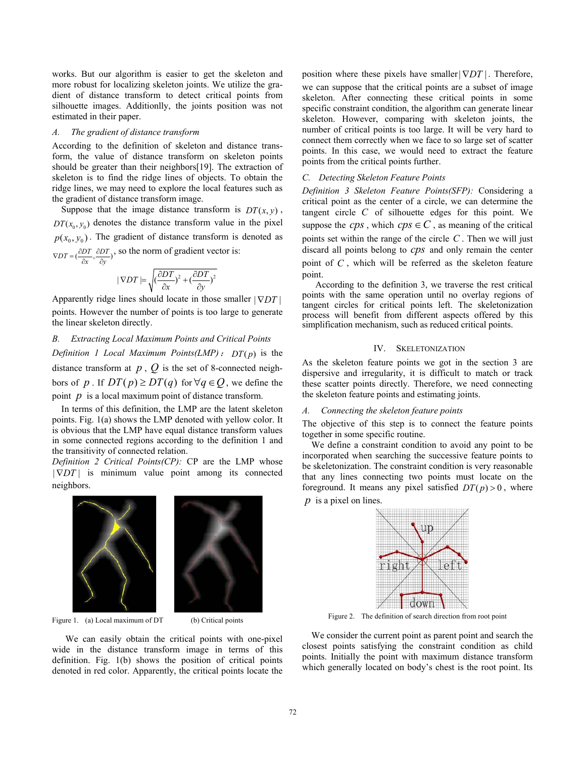works. But our algorithm is easier to get the skeleton and more robust for localizing skeleton joints. We utilize the gradient of distance transform to detect critical points from silhouette images. Additionlly, the joints position was not estimated in their paper.

### A. The gradient of distance transform

According to the definition of skeleton and distance transform, the value of distance transform on skeleton points should be greater than their neighbors[19]. The extraction of skeleton is to find the ridge lines of objects. To obtain the ridge lines, we may need to explore the local features such as the gradient of distance transform image.

Suppose that the image distance transform is $DT(x, y)$, $DT(x_0, y_0)$ denotes the distance transform value in the pixel $p(x_0, y_0)$. The gradient of distance transform is denoted as $\nabla DT = (\frac{\partial DT}{\partial x}, \frac{\partial DT}{\partial y})$, so the norm of gradient vector is:

$$|\nabla DT| = \sqrt{(\frac{\partial DT}{\partial x})^2 + (\frac{\partial DT}{\partial y})^2}$$

Apparently ridge lines should locate in those smaller $|\nabla DT|$ points. However the number of points is too large to generate the linear skeleton directly.

### B. Extracting Local Maximum Points and Critical Points

*Definition 1 Local Maximum Points(LMP)*: $DT(p)$ is the distance transform at $p$, $Q$ is the set of 8-connected neighbors of $p$. If $DT(p) \geq DT(q)$ for $\forall q \in Q$, we define the point $p$ is a local maximum point of distance transform.

In terms of this definition, the LMP are the latent skeleton points. Fig. 1(a) shows the LMP denoted with yellow color. It is obvious that the LMP have equal distance transform values in some connected regions according to the definition 1 and the transitivity of connected relation.

*Definition 2 Critical Points(CP):* CP are the LMP whose $|\nabla DT|$ is minimum value point among its connected neighbors.

Figure 1. (a) Local maximum of DT (b) Critical points

We can easily obtain the critical points with one-pixel wide in the distance transform image in terms of this definition. Fig. 1(b) shows the position of critical points denoted in red color. Apparently, the critical points locate the position where these pixels have smaller $|\nabla DT|$. Therefore, we can suppose that the critical points are a subset of image skeleton. After connecting these critical points in some specific constraint condition, the algorithm can generate linear skeleton. However, comparing with skeleton joints, the number of critical points is too large. It will be very hard to connect them correctly when we face to so large set of scatter points. In this case, we would need to extract the feature points from the critical points further.

### C. Detecting Skeleton Feature Points

*Definition 3 Skeleton Feature Points(SFP):* Considering a critical point as the center of a circle, we can determine the tangent circle $C$ of silhouette edges for this point. We suppose the $cps$, which $cps \in C$, as meaning of the critical points set within the range of the circle $C$. Then we will just discard all points belong to $cps$ and only remain the center point of $C$, which will be referred as the skeleton feature point.

According to the definition 3, we traverse the rest critical points with the same operation until no overlay regions of tangent circles for critical points left. The skeletonization process will benefit from different aspects offered by this simplification mechanism, such as reduced critical points.

## IV. Skeletonization

As the skeleton feature points we got in the section 3 are dispersive and irregularity, it is difficult to match or track these scatter points directly. Therefore, we need connecting the skeleton feature points and estimating joints.

### A. Connecting the skeleton feature points

The objective of this step is to connect the feature points together in some specific routine.

We define a constraint condition to avoid any point to be incorporated when searching the successive feature points to be skeletonization. The constraint condition is very reasonable that any lines connecting two points must locate on the foreground. It means any pixel satisfied $DT(p) > 0$, where $p$ is a pixel on lines.

Figure 2. The definition of search direction from root point

We consider the current point as parent point and search the closest points satisfying the constraint condition as child points. Initially the point with maximum distance transform which generally located on body's chest is the root point. Its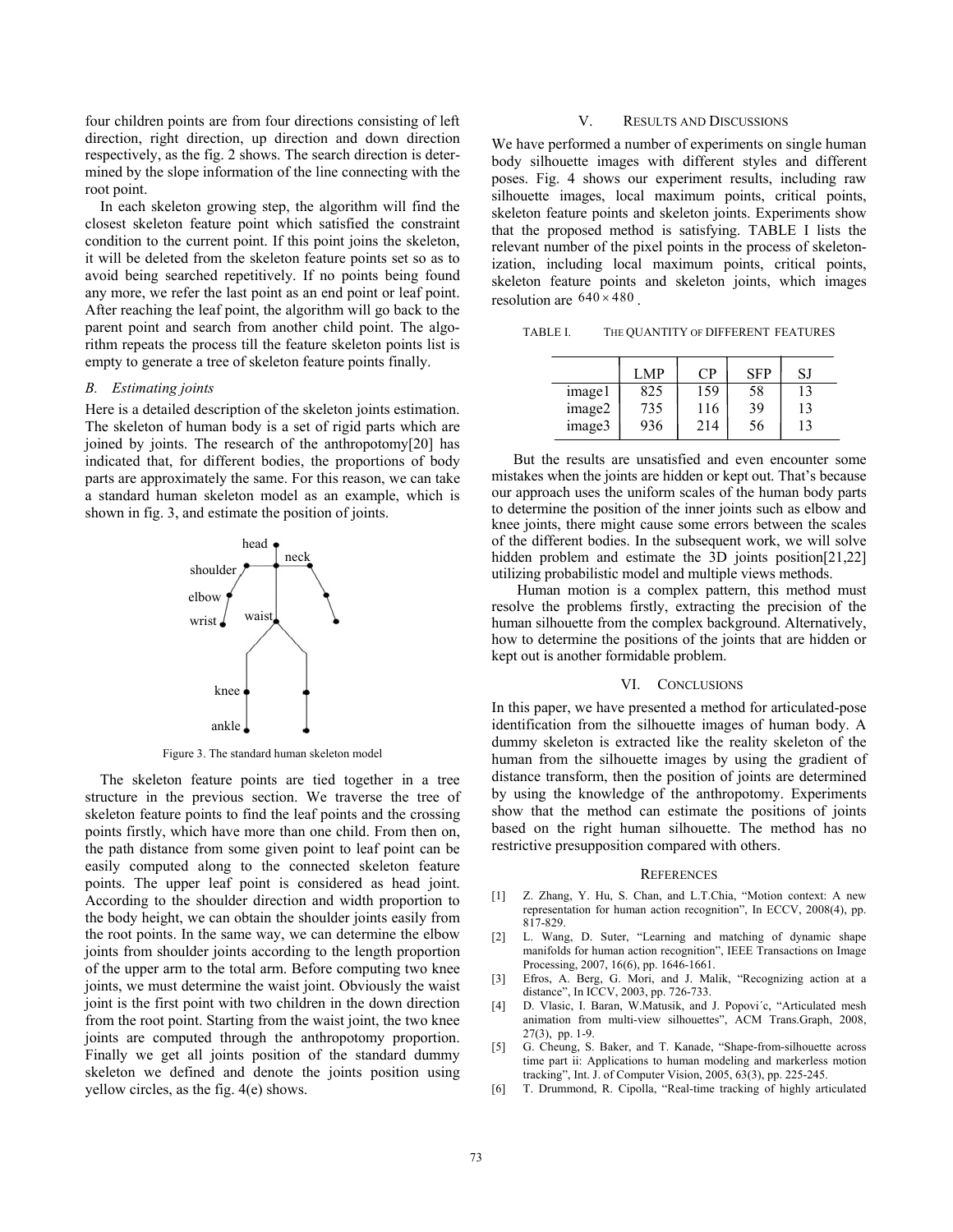four children points are from four directions consisting of left direction, right direction, up direction and down direction respectively, as the fig. 2 shows. The search direction is determined by the slope information of the line connecting with the root point.

In each skeleton growing step, the algorithm will find the closest skeleton feature point which satisfied the constraint condition to the current point. If this point joins the skeleton, it will be deleted from the skeleton feature points set so as to avoid being searched repetitively. If no points being found any more, we refer the last point as an end point or leaf point. After reaching the leaf point, the algorithm will go back to the parent point and search from another child point. The algorithm repeats the process till the feature skeleton points list is empty to generate a tree of skeleton feature points finally.

### *B. Estimating joints*

Here is a detailed description of the skeleton joints estimation. The skeleton of human body is a set of rigid parts which are joined by joints. The research of the anthropotomy[20] has indicated that, for different bodies, the proportions of body parts are approximately the same. For this reason, we can take a standard human skeleton model as an example, which is shown in fig. 3, and estimate the position of joints.

Figure 3. The standard human skeleton model

The skeleton feature points are tied together in a tree structure in the previous section. We traverse the tree of skeleton feature points to find the leaf points and the crossing points firstly, which have more than one child. From then on, the path distance from some given point to leaf point can be easily computed along to the connected skeleton feature points. The upper leaf point is considered as head joint. According to the shoulder direction and width proportion to the body height, we can obtain the shoulder joints easily from the root points. In the same way, we can determine the elbow joints from shoulder joints according to the length proportion of the upper arm to the total arm. Before computing two knee joints, we must determine the waist joint. Obviously the waist joint is the first point with two children in the down direction from the root point. Starting from the waist joint, the two knee joints are computed through the anthropotomy proportion. Finally we get all joints position of the standard dummy skeleton we defined and denote the joints position using yellow circles, as the fig. 4(e) shows.

## V. Results and Discussions

We have performed a number of experiments on single human body silhouette images with different styles and different poses. Fig. 4 shows our experiment results, including raw silhouette images, local maximum points, critical points, skeleton feature points and skeleton joints. Experiments show that the proposed method is satisfying. TABLE I lists the relevant number of the pixel points in the process of skeletonization, including local maximum points, critical points, skeleton feature points and skeleton joints, which images resolution are $640 \times 480$.

TABLE I. The Quantity of Different Features

| | LMP | CP | SFP | SJ |
|---|---|---|---|---|
| image1 | 825 | 159 | 58 | 13 |
| image2 | 735 | 116 | 39 | 13 |
| image3 | 936 | 214 | 56 | 13 |

But the results are unsatisfied and even encounter some mistakes when the joints are hidden or kept out. That's because our approach uses the uniform scales of the human body parts to determine the position of the inner joints such as elbow and knee joints, there might cause some errors between the scales of the different bodies. In the subsequent work, we will solve hidden problem and estimate the 3D joints position[21,22] utilizing probabilistic model and multiple views methods.

Human motion is a complex pattern, this method must resolve the problems firstly, extracting the precision of the human silhouette from the complex background. Alternatively, how to determine the positions of the joints that are hidden or kept out is another formidable problem.

## VI. Conclusions

In this paper, we have presented a method for articulated-pose identification from the silhouette images of human body. A dummy skeleton is extracted like the reality skeleton of the human from the silhouette images by using the gradient of distance transform, then the position of joints are determined by using the knowledge of the anthropotomy. Experiments show that the method can estimate the positions of joints based on the right human silhouette. The method has no restrictive presupposition compared with others.

## References

[1] Z. Zhang, Y. Hu, S. Chan, and L.T.Chia, "Motion context: A new representation for human action recognition", In ECCV, 2008(4), pp. 817-829.

[2] L. Wang, D. Suter, "Learning and matching of dynamic shape manifolds for human action recognition", IEEE Transactions on Image Processing, 2007, 16(6), pp. 1646-1661.

[3] Efros, A. Berg, G. Mori, and J. Malik, "Recognizing action at a distance", In ICCV, 2003, pp. 726-733.

[4] D. Vlasic, I. Baran, W.Matusik, and J. Popoviˊc, "Articulated mesh animation from multi-view silhouettes", ACM Trans.Graph, 2008, 27(3), pp. 1-9.

[5] G. Cheung, S. Baker, and T. Kanade, "Shape-from-silhouette across time part ii: Applications to human modeling and markerless motion tracking", Int. J. of Computer Vision, 2005, 63(3), pp. 225-245.

[6] T. Drummond, R. Cipolla, "Real-time tracking of highly articulated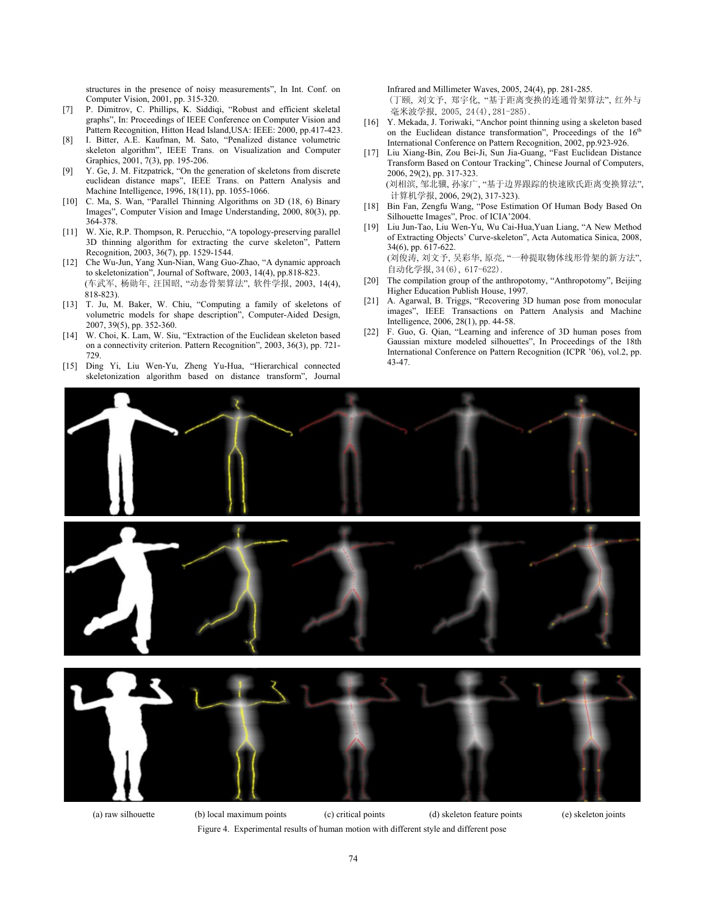structures in the presence of noisy measurements", In Int. Conf. on Computer Vision, 2001, pp. 315-320.

[7] P. Dimitrov, C. Phillips, K. Siddiqi, "Robust and efficient skeletal graphs", In: Proceedings of IEEE Conference on Computer Vision and Pattern Recognition, Hitton Head Island,USA: IEEE: 2000, pp.417-423.

[8] I. Bitter, A.E. Kaufman, M. Sato, "Penalized distance volumetric skeleton algorithm", IEEE Trans. on Visualization and Computer Graphics, 2001, 7(3), pp. 195-206.

[9] Y. Ge, J. M. Fitzpatrick, "On the generation of skeletons from discrete euclidean distance maps", IEEE Trans. on Pattern Analysis and Machine Intelligence, 1996, 18(11), pp. 1055-1066.

[10] C. Ma, S. Wan, "Parallel Thinning Algorithms on 3D (18, 6) Binary Images", Computer Vision and Image Understanding, 2000, 80(3), pp. 364-378.

[11] W. Xie, R.P. Thompson, R. Perucchio, "A topology-preserving parallel 3D thinning algorithm for extracting the curve skeleton", Pattern Recognition, 2003, 36(7), pp. 1529-1544.

[12] Che Wu-Jun, Yang Xun-Nian, Wang Guo-Zhao, "A dynamic approach to skeletonization", Journal of Software, 2003, 14(4), pp.818-823.
(车武军, 杨勋年, 汪国昭, "动态骨架算法", 软件学报, 2003, 14(4), 818-823).

[13] T. Ju, M. Baker, W. Chiu, "Computing a family of skeletons of volumetric models for shape description", Computer-Aided Design, 2007, 39(5), pp. 352-360.

[14] W. Choi, K. Lam, W. Siu, "Extraction of the Euclidean skeleton based on a connectivity criterion. Pattern Recognition", 2003, 36(3), pp. 721-729.

[15] Ding Yi, Liu Wen-Yu, Zheng Yu-Hua, "Hierarchical connected skeletonization algorithm based on distance transform", Journal Infrared and Millimeter Waves, 2005, 24(4), pp. 281-285.
(丁颐, 刘文予, 郑宇化, "基于距离变换的连通骨架算法", 红外与毫米波学报, 2005, 24(4), 281-285).

[16] Y. Mekada, J. Toriwaki, "Anchor point thinning using a skeleton based on the Euclidean distance transformation", Proceedings of the 16th International Conference on Pattern Recognition, 2002, pp.923-926.

[17] Liu Xiang-Bin, Zou Bei-Ji, Sun Jia-Guang, "Fast Euclidean Distance Transform Based on Contour Tracking", Chinese Journal of Computers, 2006, 29(2), pp. 317-323.
(刘相滨, 邹北骥, 孙家广, "基于边界跟踪的快速欧氏距离变换算法", 计算机学报, 2006, 29(2), 317-323).

[18] Bin Fan, Zengfu Wang, "Pose Estimation Of Human Body Based On Silhouette Images", Proc. of ICIA'2004.

[19] Liu Jun-Tao, Liu Wen-Yu, Wu Cai-Hua,Yuan Liang, "A New Method of Extracting Objects' Curve-skeleton", Acta Automatica Sinica, 2008, 34(6), pp. 617-622.
(刘俊涛, 刘文予, 吴彩华, 原亮, "一种提取物体线形骨架的新方法", 自动化学报, 34(6), 617-622).

[20] The compilation group of the anthropotomy, "Anthropotomy", Beijing Higher Education Publish House, 1997.

[21] A. Agarwal, B. Triggs, "Recovering 3D human pose from monocular images", IEEE Transactions on Pattern Analysis and Machine Intelligence, 2006, 28(1), pp. 44-58.

[22] F. Guo, G. Qian, "Learning and inference of 3D human poses from Gaussian mixture modeled silhouettes", In Proceedings of the 18th International Conference on Pattern Recognition (ICPR '06), vol.2, pp. 43-47.

(a) raw silhouette (b) local maximum points (c) critical points (d) skeleton feature points (e) skeleton joints

Figure 4. Experimental results of human motion with different style and different pose